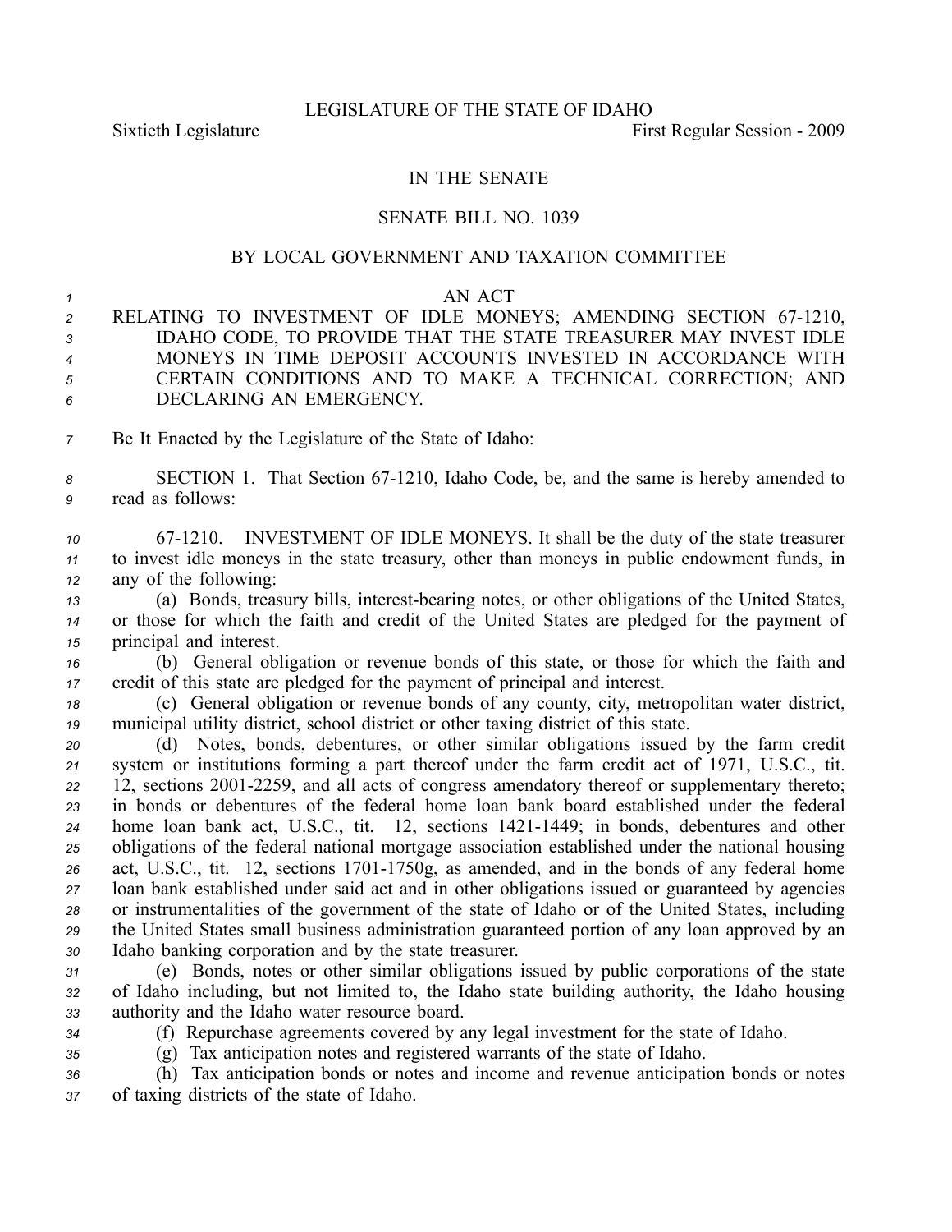LEGISLATURE OF THE STATE OF IDAHO

Sixtieth Legislature First Regular Session - 2009

IN THE SENATE

SENATE BILL NO. 1039

BY LOCAL GOVERNMENT AND TAXATION COMMITTEE

AN ACT

RELATING TO INVESTMENT OF IDLE MONEYS; AMENDING SECTION 67-1210, IDAHO CODE, TO PROVIDE THAT THE STATE TREASURER MAY INVEST IDLE MONEYS IN TIME DEPOSIT ACCOUNTS INVESTED IN ACCORDANCE WITH CERTAIN CONDITIONS AND TO MAKE A TECHNICAL CORRECTION; AND DECLARING AN EMERGENCY.

Be It Enacted by the Legislature of the State of Idaho:

SECTION 1. That Section 67-1210, Idaho Code, be, and the same is hereby amended to read as follows:

67-1210. INVESTMENT OF IDLE MONEYS. It shall be the duty of the state treasurer to invest idle moneys in the state treasury, other than moneys in public endowment funds, in any of the following:

(a) Bonds, treasury bills, interest-bearing notes, or other obligations of the United States, or those for which the faith and credit of the United States are pledged for the payment of principal and interest.

(b) General obligation or revenue bonds of this state, or those for which the faith and credit of this state are pledged for the payment of principal and interest.

(c) General obligation or revenue bonds of any county, city, metropolitan water district, municipal utility district, school district or other taxing district of this state.

(d) Notes, bonds, debentures, or other similar obligations issued by the farm credit system or institutions forming a part thereof under the farm credit act of 1971, U.S.C., tit. 12, sections 2001-2259, and all acts of congress amendatory thereof or supplementary thereto; in bonds or debentures of the federal home loan bank board established under the federal home loan bank act, U.S.C., tit. 12, sections 1421-1449; in bonds, debentures and other obligations of the federal national mortgage association established under the national housing act, U.S.C., tit. 12, sections 1701-1750g, as amended, and in the bonds of any federal home loan bank established under said act and in other obligations issued or guaranteed by agencies or instrumentalities of the government of the state of Idaho or of the United States, including the United States small business administration guaranteed portion of any loan approved by an Idaho banking corporation and by the state treasurer.

(e) Bonds, notes or other similar obligations issued by public corporations of the state of Idaho including, but not limited to, the Idaho state building authority, the Idaho housing authority and the Idaho water resource board.

(f) Repurchase agreements covered by any legal investment for the state of Idaho.

(g) Tax anticipation notes and registered warrants of the state of Idaho.

(h) Tax anticipation bonds or notes and income and revenue anticipation bonds or notes of taxing districts of the state of Idaho.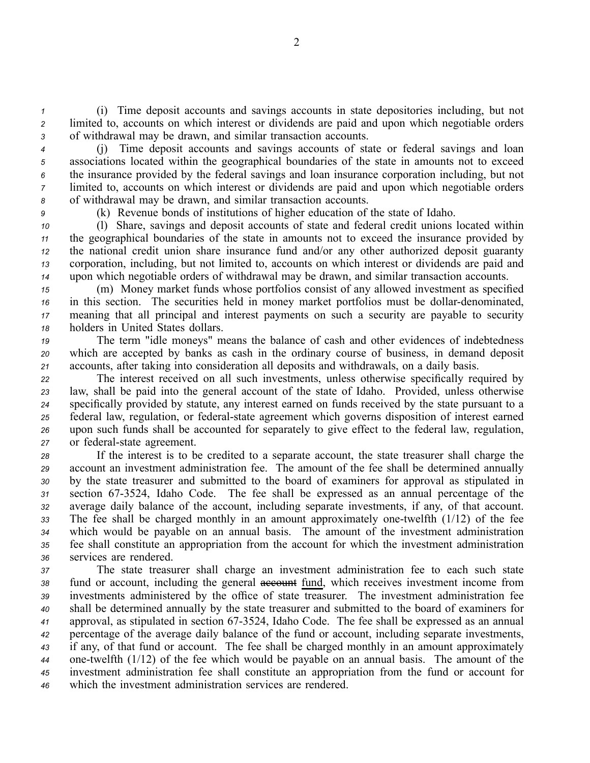(i) Time deposit accounts and savings accounts in state depositories including, but not limited to, accounts on which interest or dividends are paid and upon which negotiable orders of withdrawal may be drawn, and similar transaction accounts.

(j) Time deposit accounts and savings accounts of state or federal savings and loan associations located within the geographical boundaries of the state in amounts not to exceed the insurance provided by the federal savings and loan insurance corporation including, but not limited to, accounts on which interest or dividends are paid and upon which negotiable orders of withdrawal may be drawn, and similar transaction accounts.

(k) Revenue bonds of institutions of higher education of the state of Idaho.

(l) Share, savings and deposit accounts of state and federal credit unions located within the geographical boundaries of the state in amounts not to exceed the insurance provided by the national credit union share insurance fund and/or any other authorized deposit guaranty corporation, including, but not limited to, accounts on which interest or dividends are paid and upon which negotiable orders of withdrawal may be drawn, and similar transaction accounts.

(m) Money market funds whose portfolios consist of any allowed investment as specified in this section. The securities held in money market portfolios must be dollar-denominated, meaning that all principal and interest payments on such a security are payable to security holders in United States dollars.

The term "idle moneys" means the balance of cash and other evidences of indebtedness which are accepted by banks as cash in the ordinary course of business, in demand deposit accounts, after taking into consideration all deposits and withdrawals, on a daily basis.

The interest received on all such investments, unless otherwise specifically required by law, shall be paid into the general account of the state of Idaho. Provided, unless otherwise specifically provided by statute, any interest earned on funds received by the state pursuant to a federal law, regulation, or federal-state agreement which governs disposition of interest earned upon such funds shall be accounted for separately to give effect to the federal law, regulation, or federal-state agreement.

If the interest is to be credited to a separate account, the state treasurer shall charge the account an investment administration fee. The amount of the fee shall be determined annually by the state treasurer and submitted to the board of examiners for approval as stipulated in section 67-3524, Idaho Code. The fee shall be expressed as an annual percentage of the average daily balance of the account, including separate investments, if any, of that account. The fee shall be charged monthly in an amount approximately one-twelfth (1/12) of the fee which would be payable on an annual basis. The amount of the investment administration fee shall constitute an appropriation from the account for which the investment administration services are rendered.

The state treasurer shall charge an investment administration fee to each such state fund or account, including the general ~~account~~ fund, which receives investment income from investments administered by the office of state treasurer. The investment administration fee shall be determined annually by the state treasurer and submitted to the board of examiners for approval, as stipulated in section 67-3524, Idaho Code. The fee shall be expressed as an annual percentage of the average daily balance of the fund or account, including separate investments, if any, of that fund or account. The fee shall be charged monthly in an amount approximately one-twelfth (1/12) of the fee which would be payable on an annual basis. The amount of the investment administration fee shall constitute an appropriation from the fund or account for which the investment administration services are rendered.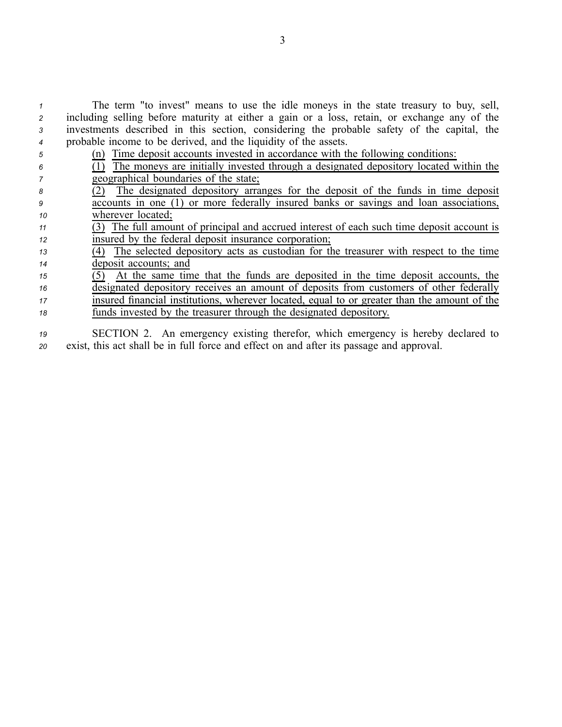The term "to invest" means to use the idle moneys in the state treasury to buy, sell, including selling before maturity at either a gain or a loss, retain, or exchange any of the investments described in this section, considering the probable safety of the capital, the probable income to be derived, and the liquidity of the assets.

(n) Time deposit accounts invested in accordance with the following conditions:

(1) The moneys are initially invested through a designated depository located within the geographical boundaries of the state;

(2) The designated depository arranges for the deposit of the funds in time deposit accounts in one (1) or more federally insured banks or savings and loan associations, wherever located;

(3) The full amount of principal and accrued interest of each such time deposit account is insured by the federal deposit insurance corporation;

(4) The selected depository acts as custodian for the treasurer with respect to the time deposit accounts; and

(5) At the same time that the funds are deposited in the time deposit accounts, the designated depository receives an amount of deposits from customers of other federally insured financial institutions, wherever located, equal to or greater than the amount of the funds invested by the treasurer through the designated depository.

SECTION 2. An emergency existing therefor, which emergency is hereby declared to exist, this act shall be in full force and effect on and after its passage and approval.